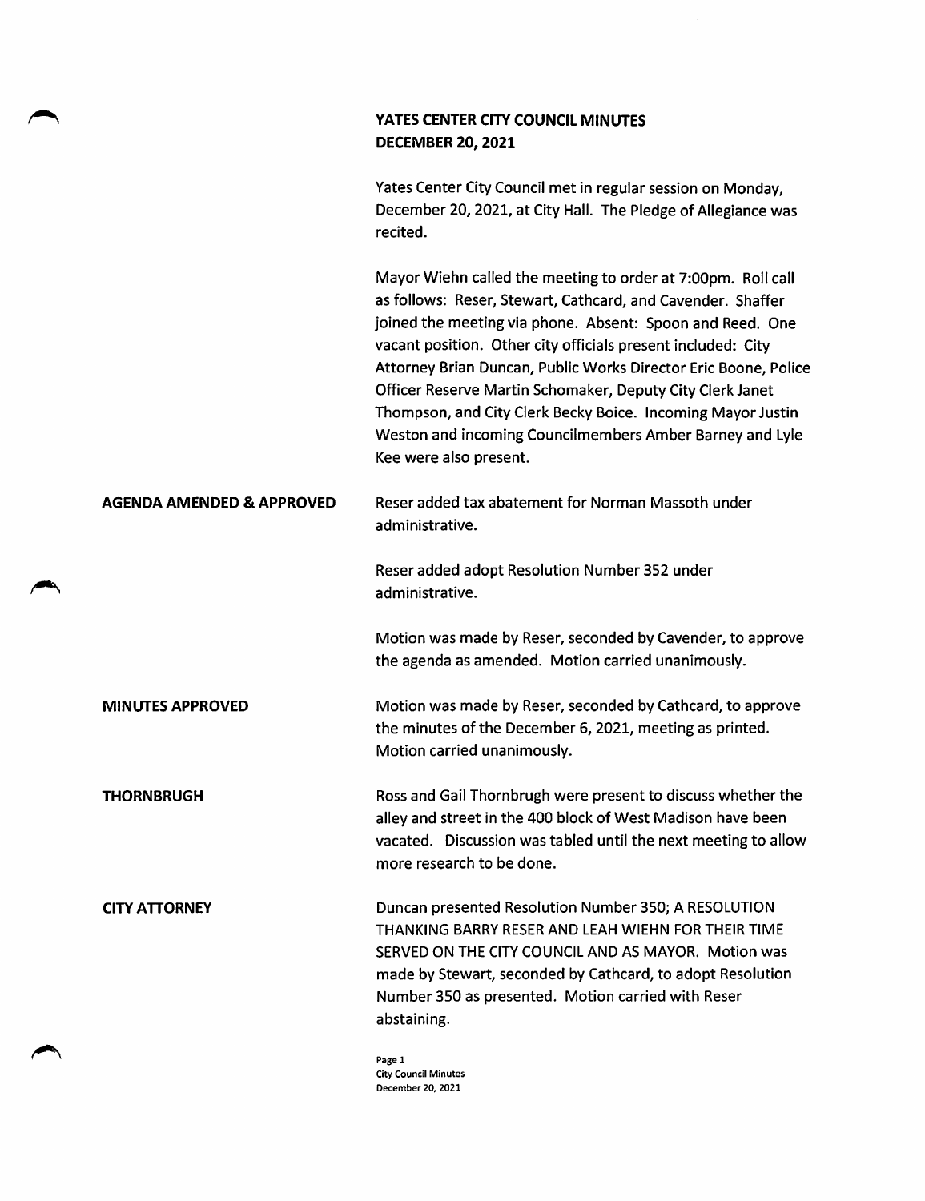# YATES CENTER CITY COUNCIL MINUTES
## DECEMBER 20, 2021

Yates Center City Council met in regular session on Monday, December 20, 2021, at City Hall. The Pledge of Allegiance was recited.

Mayor Wiehn called the meeting to order at 7:00pm. Roll call as follows: Reser, Stewart, Cathcard, and Cavender. Shaffer joined the meeting via phone. Absent: Spoon and Reed. One vacant position. Other city officials present included: City Attorney Brian Duncan, Public Works Director Eric Boone, Police Officer Reserve Martin Schomaker, Deputy City Clerk Janet Thompson, and City Clerk Becky Boice. Incoming Mayor Justin Weston and incoming Councilmembers Amber Barney and Lyle Kee were also present.

**AGENDA AMENDED & APPROVED**

Reser added tax abatement for Norman Massoth under administrative.

Reser added adopt Resolution Number 352 under administrative.

Motion was made by Reser, seconded by Cavender, to approve the agenda as amended. Motion carried unanimously.

**MINUTES APPROVED**

Motion was made by Reser, seconded by Cathcard, to approve the minutes of the December 6, 2021, meeting as printed. Motion carried unanimously.

**THORNBRUGH**

Ross and Gail Thornbrugh were present to discuss whether the alley and street in the 400 block of West Madison have been vacated. Discussion was tabled until the next meeting to allow more research to be done.

**CITY ATTORNEY**

Duncan presented Resolution Number 350; A RESOLUTION THANKING BARRY RESER AND LEAH WIEHN FOR THEIR TIME SERVED ON THE CITY COUNCIL AND AS MAYOR. Motion was made by Stewart, seconded by Cathcard, to adopt Resolution Number 350 as presented. Motion carried with Reser abstaining.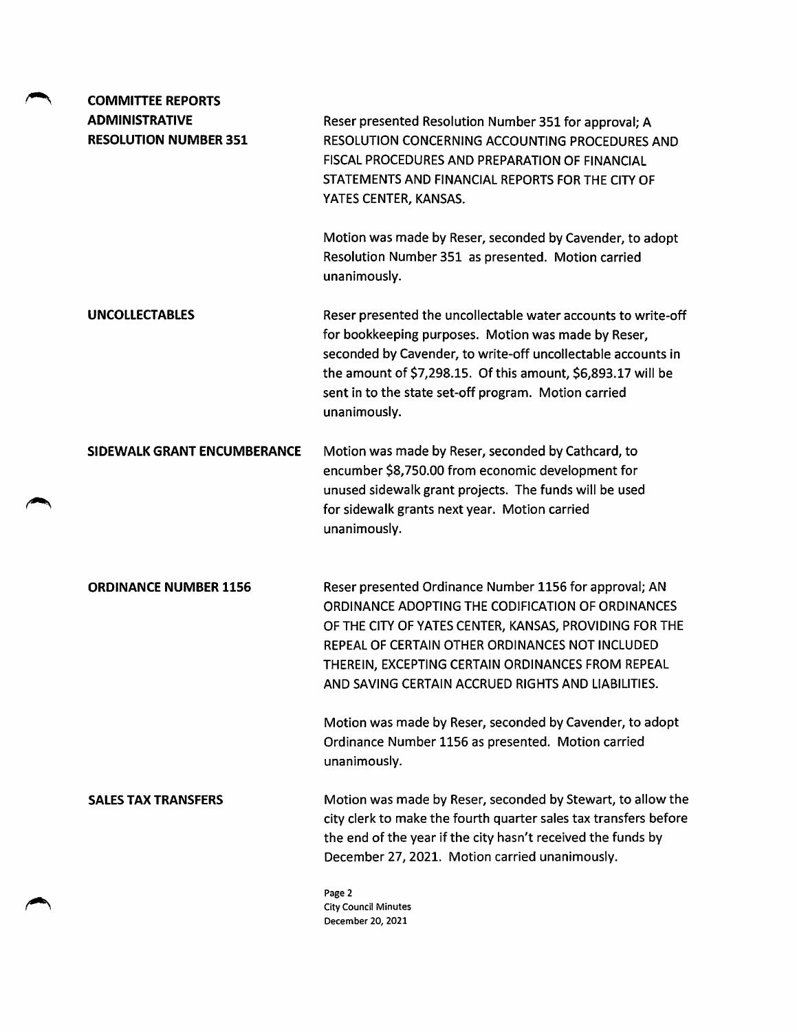## COMMITTEE REPORTS

### ADMINISTRATIVE

**RESOLUTION NUMBER 351**

Reser presented Resolution Number 351 for approval; A RESOLUTION CONCERNING ACCOUNTING PROCEDURES AND FISCAL PROCEDURES AND PREPARATION OF FINANCIAL STATEMENTS AND FINANCIAL REPORTS FOR THE CITY OF YATES CENTER, KANSAS.

Motion was made by Reser, seconded by Cavender, to adopt Resolution Number 351 as presented. Motion carried unanimously.

**UNCOLLECTABLES**

Reser presented the uncollectable water accounts to write-off for bookkeeping purposes. Motion was made by Reser, seconded by Cavender, to write-off uncollectable accounts in the amount of $7,298.15. Of this amount, $6,893.17 will be sent in to the state set-off program. Motion carried unanimously.

**SIDEWALK GRANT ENCUMBERANCE**

Motion was made by Reser, seconded by Cathcard, to encumber $8,750.00 from economic development for unused sidewalk grant projects. The funds will be used for sidewalk grants next year. Motion carried unanimously.

**ORDINANCE NUMBER 1156**

Reser presented Ordinance Number 1156 for approval; AN ORDINANCE ADOPTING THE CODIFICATION OF ORDINANCES OF THE CITY OF YATES CENTER, KANSAS, PROVIDING FOR THE REPEAL OF CERTAIN OTHER ORDINANCES NOT INCLUDED THEREIN, EXCEPTING CERTAIN ORDINANCES FROM REPEAL AND SAVING CERTAIN ACCRUED RIGHTS AND LIABILITIES.

Motion was made by Reser, seconded by Cavender, to adopt Ordinance Number 1156 as presented. Motion carried unanimously.

**SALES TAX TRANSFERS**

Motion was made by Reser, seconded by Stewart, to allow the city clerk to make the fourth quarter sales tax transfers before the end of the year if the city hasn't received the funds by December 27, 2021. Motion carried unanimously.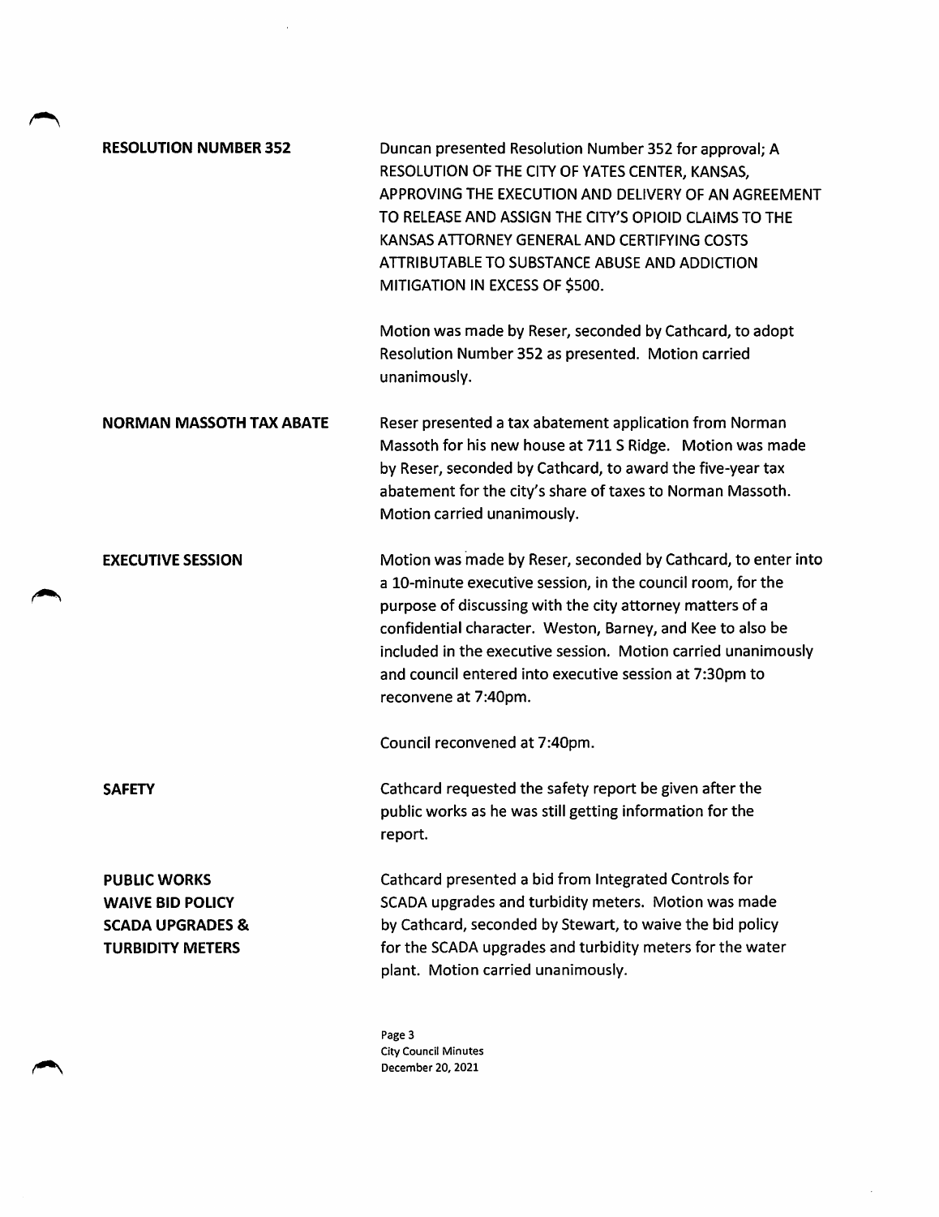**RESOLUTION NUMBER 352**

Duncan presented Resolution Number 352 for approval; A RESOLUTION OF THE CITY OF YATES CENTER, KANSAS, APPROVING THE EXECUTION AND DELIVERY OF AN AGREEMENT TO RELEASE AND ASSIGN THE CITY'S OPIOID CLAIMS TO THE KANSAS ATTORNEY GENERAL AND CERTIFYING COSTS ATTRIBUTABLE TO SUBSTANCE ABUSE AND ADDICTION MITIGATION IN EXCESS OF $500.

Motion was made by Reser, seconded by Cathcard, to adopt Resolution Number 352 as presented. Motion carried unanimously.

**NORMAN MASSOTH TAX ABATE**

Reser presented a tax abatement application from Norman Massoth for his new house at 711 S Ridge. Motion was made by Reser, seconded by Cathcard, to award the five-year tax abatement for the city's share of taxes to Norman Massoth. Motion carried unanimously.

**EXECUTIVE SESSION**

Motion was made by Reser, seconded by Cathcard, to enter into a 10-minute executive session, in the council room, for the purpose of discussing with the city attorney matters of a confidential character. Weston, Barney, and Kee to also be included in the executive session. Motion carried unanimously and council entered into executive session at 7:30pm to reconvene at 7:40pm.

Council reconvened at 7:40pm.

**SAFETY**

Cathcard requested the safety report be given after the public works as he was still getting information for the report.

**PUBLIC WORKS**
**WAIVE BID POLICY**
**SCADA UPGRADES &**
**TURBIDITY METERS**

Cathcard presented a bid from Integrated Controls for SCADA upgrades and turbidity meters. Motion was made by Cathcard, seconded by Stewart, to waive the bid policy for the SCADA upgrades and turbidity meters for the water plant. Motion carried unanimously.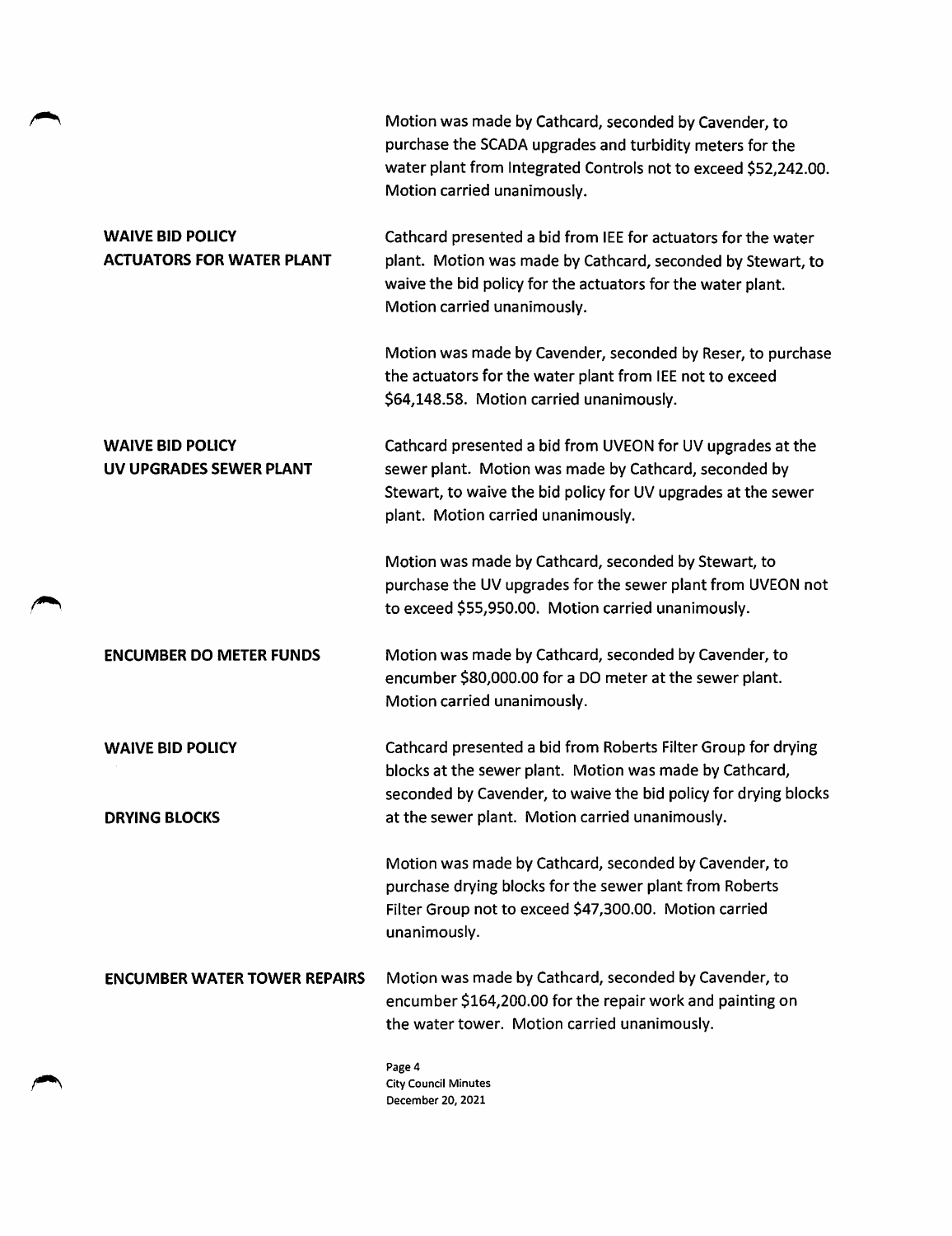Motion was made by Cathcard, seconded by Cavender, to purchase the SCADA upgrades and turbidity meters for the water plant from Integrated Controls not to exceed $52,242.00. Motion carried unanimously.

**WAIVE BID POLICY ACTUATORS FOR WATER PLANT**

Cathcard presented a bid from IEE for actuators for the water plant. Motion was made by Cathcard, seconded by Stewart, to waive the bid policy for the actuators for the water plant. Motion carried unanimously.

Motion was made by Cavender, seconded by Reser, to purchase the actuators for the water plant from IEE not to exceed $64,148.58. Motion carried unanimously.

**WAIVE BID POLICY UV UPGRADES SEWER PLANT**

Cathcard presented a bid from UVEON for UV upgrades at the sewer plant. Motion was made by Cathcard, seconded by Stewart, to waive the bid policy for UV upgrades at the sewer plant. Motion carried unanimously.

Motion was made by Cathcard, seconded by Stewart, to purchase the UV upgrades for the sewer plant from UVEON not to exceed $55,950.00. Motion carried unanimously.

**ENCUMBER DO METER FUNDS**

Motion was made by Cathcard, seconded by Cavender, to encumber $80,000.00 for a DO meter at the sewer plant. Motion carried unanimously.

**WAIVE BID POLICY DRYING BLOCKS**

Cathcard presented a bid from Roberts Filter Group for drying blocks at the sewer plant. Motion was made by Cathcard, seconded by Cavender, to waive the bid policy for drying blocks at the sewer plant. Motion carried unanimously.

Motion was made by Cathcard, seconded by Cavender, to purchase drying blocks for the sewer plant from Roberts Filter Group not to exceed $47,300.00. Motion carried unanimously.

**ENCUMBER WATER TOWER REPAIRS**

Motion was made by Cathcard, seconded by Cavender, to encumber $164,200.00 for the repair work and painting on the water tower. Motion carried unanimously.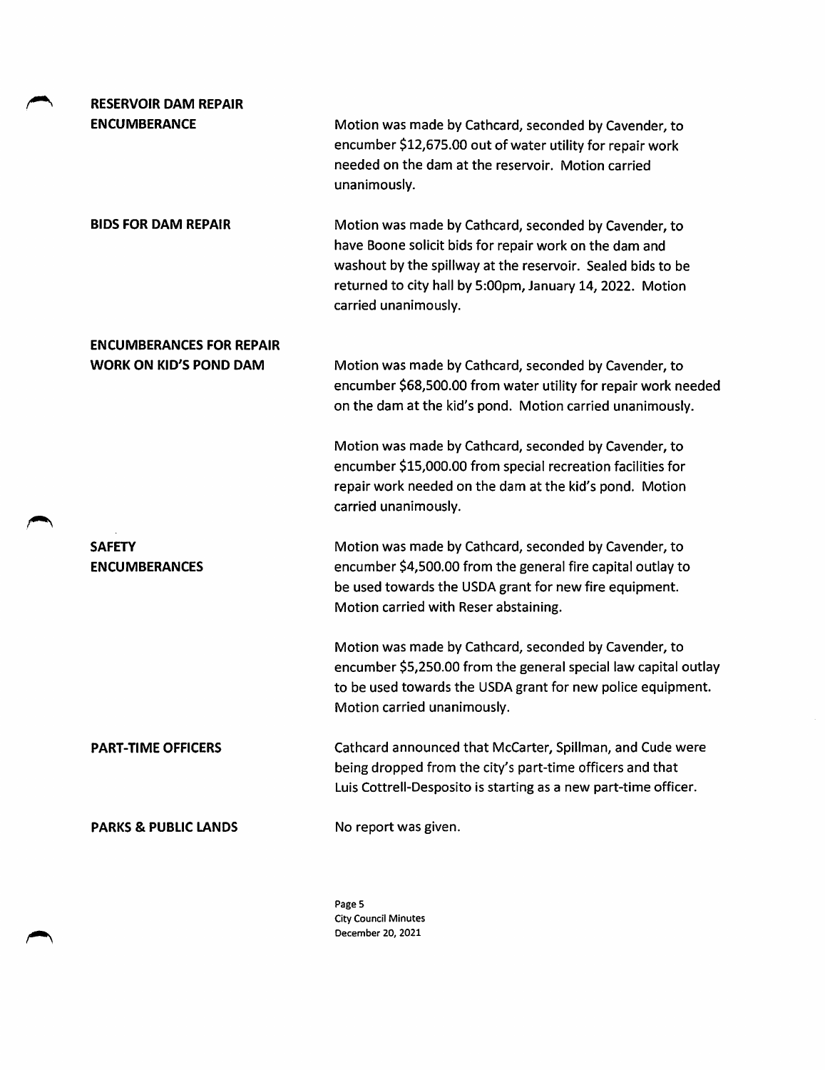**RESERVOIR DAM REPAIR ENCUMBERANCE**

Motion was made by Cathcard, seconded by Cavender, to encumber $12,675.00 out of water utility for repair work needed on the dam at the reservoir. Motion carried unanimously.

**BIDS FOR DAM REPAIR**

Motion was made by Cathcard, seconded by Cavender, to have Boone solicit bids for repair work on the dam and washout by the spillway at the reservoir. Sealed bids to be returned to city hall by 5:00pm, January 14, 2022. Motion carried unanimously.

**ENCUMBERANCES FOR REPAIR WORK ON KID'S POND DAM**

Motion was made by Cathcard, seconded by Cavender, to encumber $68,500.00 from water utility for repair work needed on the dam at the kid's pond. Motion carried unanimously.

Motion was made by Cathcard, seconded by Cavender, to encumber $15,000.00 from special recreation facilities for repair work needed on the dam at the kid's pond. Motion carried unanimously.

**SAFETY ENCUMBERANCES**

Motion was made by Cathcard, seconded by Cavender, to encumber $4,500.00 from the general fire capital outlay to be used towards the USDA grant for new fire equipment. Motion carried with Reser abstaining.

Motion was made by Cathcard, seconded by Cavender, to encumber $5,250.00 from the general special law capital outlay to be used towards the USDA grant for new police equipment. Motion carried unanimously.

**PART-TIME OFFICERS**

Cathcard announced that McCarter, Spillman, and Cude were being dropped from the city's part-time officers and that Luis Cottrell-Desposito is starting as a new part-time officer.

**PARKS & PUBLIC LANDS**

No report was given.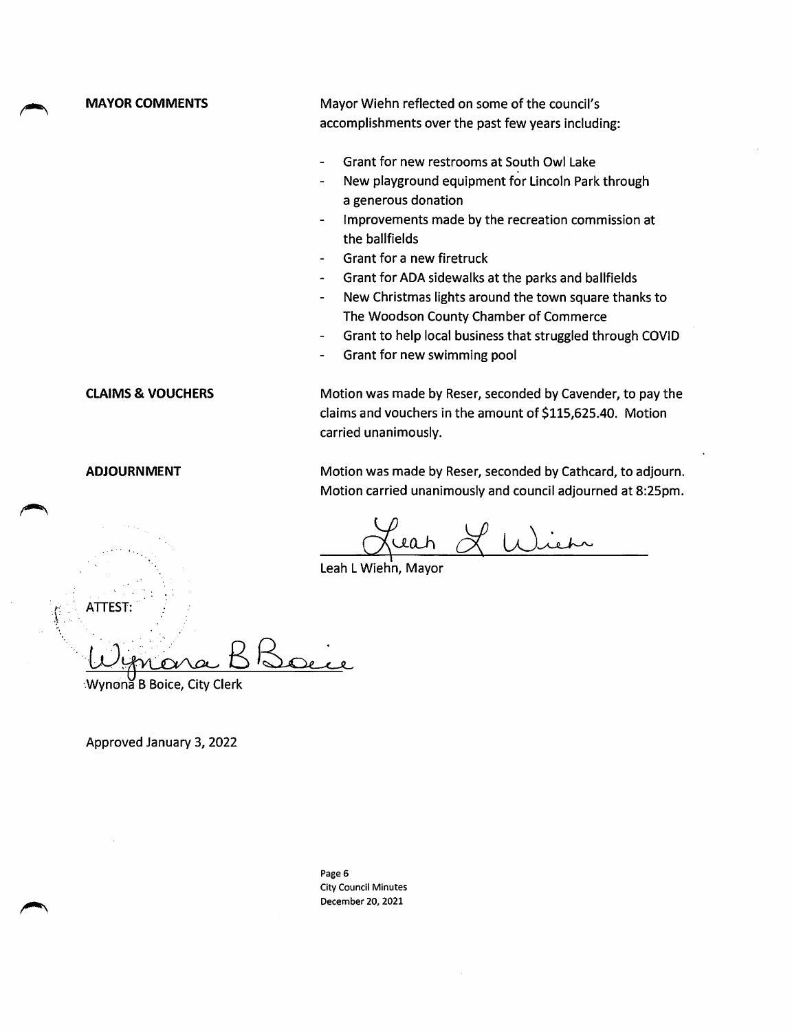**MAYOR COMMENTS**

Mayor Wiehn reflected on some of the council's accomplishments over the past few years including:

- Grant for new restrooms at South Owl Lake
- New playground equipment for Lincoln Park through a generous donation
- Improvements made by the recreation commission at the ballfields
- Grant for a new firetruck
- Grant for ADA sidewalks at the parks and ballfields
- New Christmas lights around the town square thanks to The Woodson County Chamber of Commerce
- Grant to help local business that struggled through COVID
- Grant for new swimming pool

**CLAIMS & VOUCHERS**

Motion was made by Reser, seconded by Cavender, to pay the claims and vouchers in the amount of $115,625.40. Motion carried unanimously.

**ADJOURNMENT**

Motion was made by Reser, seconded by Cathcard, to adjourn. Motion carried unanimously and council adjourned at 8:25pm.

Leah L Wiehn

Leah L Wiehn, Mayor

ATTEST:

Wynona B Boice

Wynona B Boice, City Clerk

Approved January 3, 2022